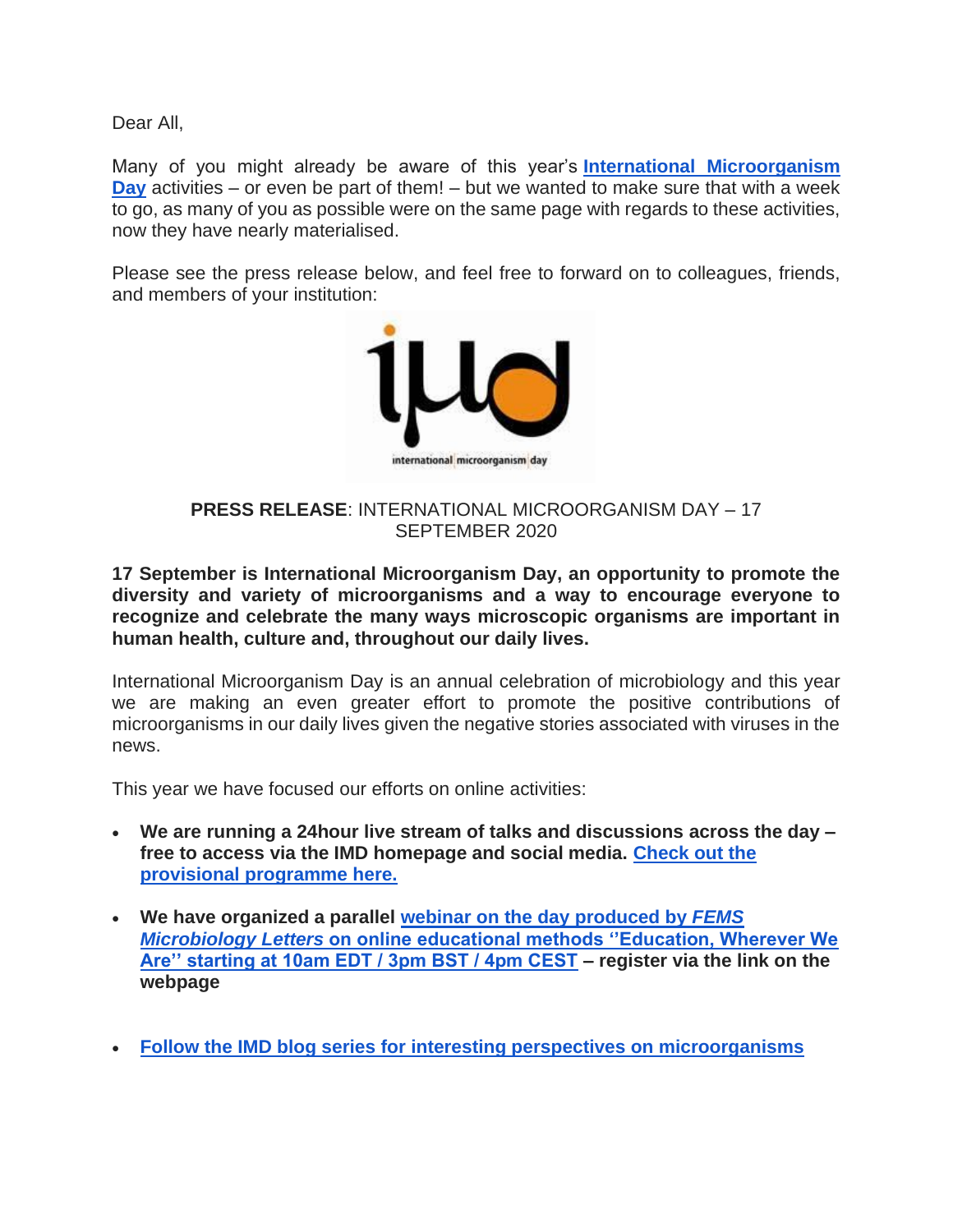Dear All,

Many of you might already be aware of this year's **International Microorganism Day** activities – or even be part of them! – but we wanted to make sure that with a week to go, as many of you as possible were on the same page with regards to these activities, now they have nearly materialised.

Please see the press release below, and feel free to forward on to colleagues, friends, and members of your institution:

**PRESS RELEASE**: INTERNATIONAL MICROORGANISM DAY – 17 SEPTEMBER 2020

**17 September is International Microorganism Day, an opportunity to promote the diversity and variety of microorganisms and a way to encourage everyone to recognize and celebrate the many ways microscopic organisms are important in human health, culture and, throughout our daily lives.**

International Microorganism Day is an annual celebration of microbiology and this year we are making an even greater effort to promote the positive contributions of microorganisms in our daily lives given the negative stories associated with viruses in the news.

This year we have focused our efforts on online activities:

- **We are running a 24hour live stream of talks and discussions across the day – free to access via the IMD homepage and social media. Check out the provisional programme here.**
- **We have organized a parallel webinar on the day produced by *FEMS Microbiology Letters* on online educational methods ''Education, Wherever We Are'' starting at 10am EDT / 3pm BST / 4pm CEST – register via the link on the webpage**
- **Follow the IMD blog series for interesting perspectives on microorganisms**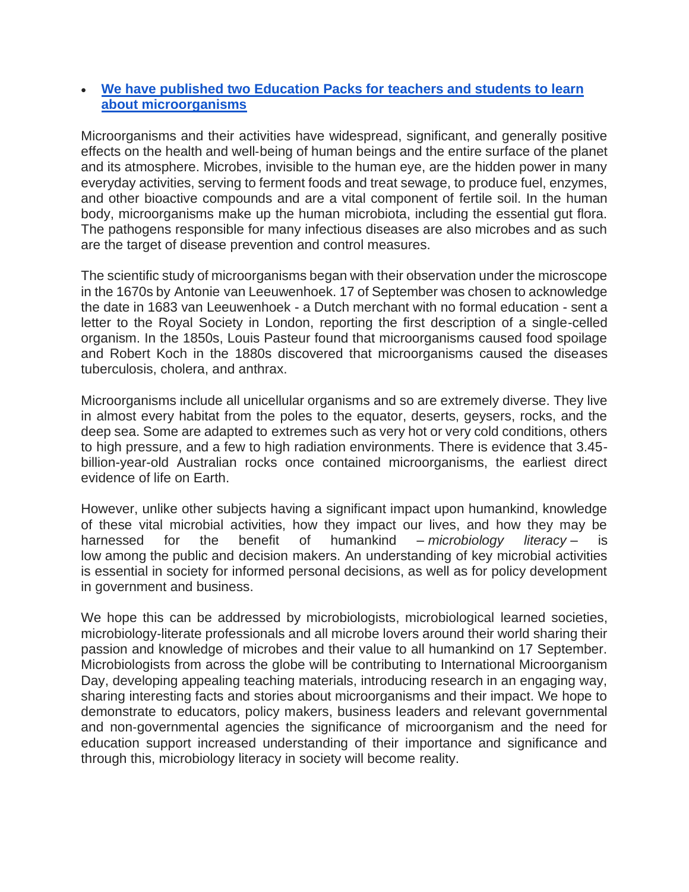- **We have published two Education Packs for teachers and students to learn about microorganisms**

Microorganisms and their activities have widespread, significant, and generally positive effects on the health and well-being of human beings and the entire surface of the planet and its atmosphere. Microbes, invisible to the human eye, are the hidden power in many everyday activities, serving to ferment foods and treat sewage, to produce fuel, enzymes, and other bioactive compounds and are a vital component of fertile soil. In the human body, microorganisms make up the human microbiota, including the essential gut flora. The pathogens responsible for many infectious diseases are also microbes and as such are the target of disease prevention and control measures.

The scientific study of microorganisms began with their observation under the microscope in the 1670s by Antonie van Leeuwenhoek. 17 of September was chosen to acknowledge the date in 1683 van Leeuwenhoek - a Dutch merchant with no formal education - sent a letter to the Royal Society in London, reporting the first description of a single-celled organism. In the 1850s, Louis Pasteur found that microorganisms caused food spoilage and Robert Koch in the 1880s discovered that microorganisms caused the diseases tuberculosis, cholera, and anthrax.

Microorganisms include all unicellular organisms and so are extremely diverse. They live in almost every habitat from the poles to the equator, deserts, geysers, rocks, and the deep sea. Some are adapted to extremes such as very hot or very cold conditions, others to high pressure, and a few to high radiation environments. There is evidence that 3.45-billion-year-old Australian rocks once contained microorganisms, the earliest direct evidence of life on Earth.

However, unlike other subjects having a significant impact upon humankind, knowledge of these vital microbial activities, how they impact our lives, and how they may be harnessed for the benefit of humankind – *microbiology literacy* – is low among the public and decision makers. An understanding of key microbial activities is essential in society for informed personal decisions, as well as for policy development in government and business.

We hope this can be addressed by microbiologists, microbiological learned societies, microbiology-literate professionals and all microbe lovers around their world sharing their passion and knowledge of microbes and their value to all humankind on 17 September. Microbiologists from across the globe will be contributing to International Microorganism Day, developing appealing teaching materials, introducing research in an engaging way, sharing interesting facts and stories about microorganisms and their impact. We hope to demonstrate to educators, policy makers, business leaders and relevant governmental and non-governmental agencies the significance of microorganism and the need for education support increased understanding of their importance and significance and through this, microbiology literacy in society will become reality.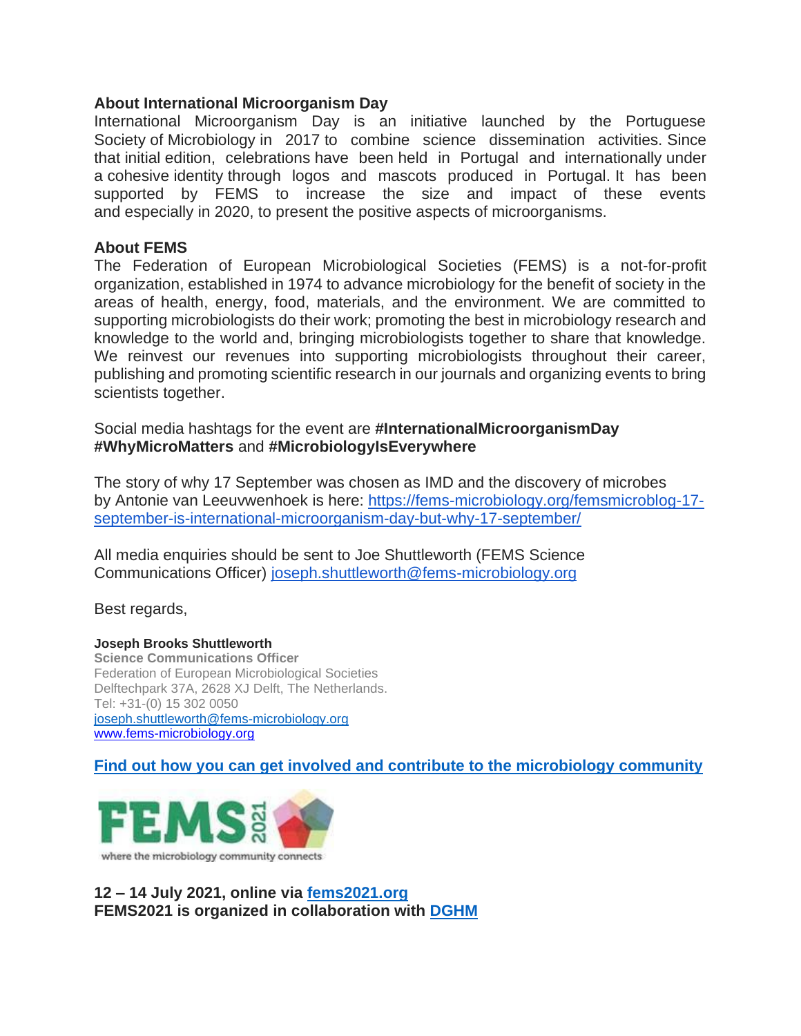**About International Microorganism Day**
International Microorganism Day is an initiative launched by the Portuguese Society of Microbiology in 2017 to combine science dissemination activities. Since that initial edition, celebrations have been held in Portugal and internationally under a cohesive identity through logos and mascots produced in Portugal. It has been supported by FEMS to increase the size and impact of these events and especially in 2020, to present the positive aspects of microorganisms.

**About FEMS**
The Federation of European Microbiological Societies (FEMS) is a not-for-profit organization, established in 1974 to advance microbiology for the benefit of society in the areas of health, energy, food, materials, and the environment. We are committed to supporting microbiologists do their work; promoting the best in microbiology research and knowledge to the world and, bringing microbiologists together to share that knowledge. We reinvest our revenues into supporting microbiologists throughout their career, publishing and promoting scientific research in our journals and organizing events to bring scientists together.

Social media hashtags for the event are **#InternationalMicroorganismDay #WhyMicroMatters** and **#MicrobiologyIsEverywhere**

The story of why 17 September was chosen as IMD and the discovery of microbes by Antonie van Leeuvwenhoek is here: https://fems-microbiology.org/femsmicroblog-17-september-is-international-microorganism-day-but-why-17-september/

All media enquiries should be sent to Joe Shuttleworth (FEMS Science Communications Officer) joseph.shuttleworth@fems-microbiology.org

Best regards,

**Joseph Brooks Shuttleworth**
**Science Communications Officer**
Federation of European Microbiological Societies
Delftechpark 37A, 2628 XJ Delft, The Netherlands.
Tel: +31-(0) 15 302 0050
joseph.shuttleworth@fems-microbiology.org
www.fems-microbiology.org

**Find out how you can get involved and contribute to the microbiology community**

FEMS 2021
where the microbiology community connects

**12 – 14 July 2021, online via fems2021.org**
**FEMS2021 is organized in collaboration with DGHM**